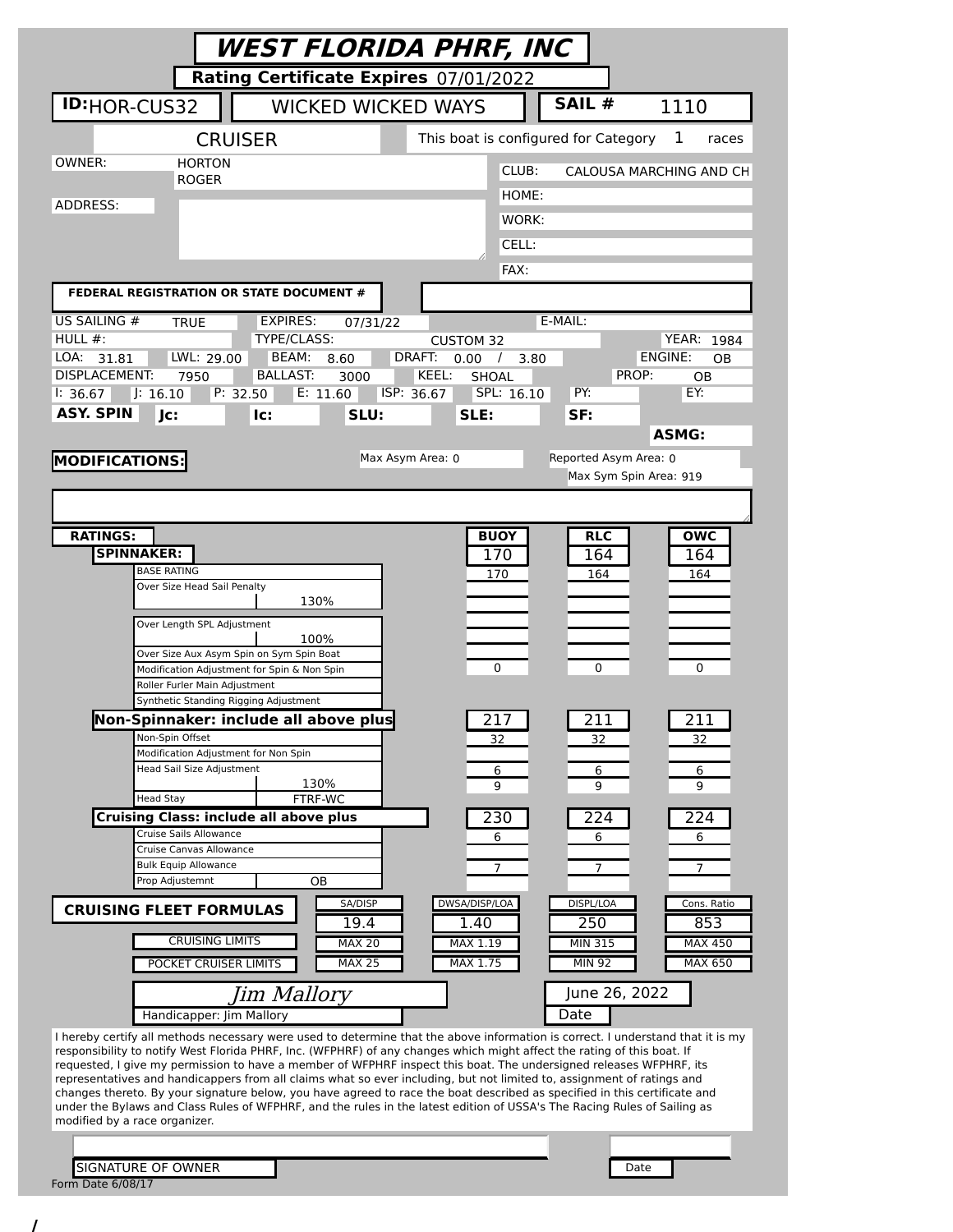# WEST FLORIDA PHRF, INC

**Rating Certificate Expires** 07/01/2022

**ID:** HOR-CUS32 | WICKED WICKED WAYS | **SAIL #** 1110

CRUISER | This boat is configured for Category 1 races

OWNER: HORTON ROGER

CLUB: CALOUSA MARCHING AND CH

ADDRESS:

HOME:

WORK:

CELL:

FAX:

**FEDERAL REGISTRATION OR STATE DOCUMENT #**

US SAILING #: TRUE | EXPIRES: 07/31/22 | E-MAIL:

HULL #: | TYPE/CLASS: CUSTOM 32 | YEAR: 1984

LOA: 31.81 | LWL: 29.00 | BEAM: 8.60 | DRAFT: 0.00 / 3.80 | ENGINE: OB

DISPLACEMENT: 7950 | BALLAST: 3000 | KEEL: SHOAL | PROP: OB

I: 36.67 | J: 16.10 | P: 32.50 | E: 11.60 | ISP: 36.67 | SPL: 16.10 | PY: | EY:

**ASY. SPIN** | **Jc:** | **Ic:** | **SLU:** | **SLE:** | **SF:** | **ASMG:**

**MODIFICATIONS:**

Max Asym Area: 0 | Reported Asym Area: 0 | Max Sym Spin Area: 919

| **RATINGS:** | | **BUOY** | **RLC** | **OWC** |
|---|---|---|---|---|
| **SPINNAKER:** | | 170 | 164 | 164 |
| BASE RATING | | 170 | 164 | 164 |
| Over Size Head Sail Penalty | 130% | | | |
| Over Length SPL Adjustment | 100% | | | |
| Over Size Aux Asym Spin on Sym Spin Boat | | | | |
| Modification Adjustment for Spin & Non Spin | | 0 | 0 | 0 |
| Roller Furler Main Adjustment | | | | |
| Synthetic Standing Rigging Adjustment | | | | |
| **Non-Spinnaker: include all above plus** | | 217 | 211 | 211 |
| Non-Spin Offset | | 32 | 32 | 32 |
| Modification Adjustment for Non Spin | | | | |
| Head Sail Size Adjustment | 130% | 6 | 6 | 6 |
| Head Stay | FTRF-WC | 9 | 9 | 9 |
| **Cruising Class: include all above plus** | | 230 | 224 | 224 |
| Cruise Sails Allowance | | 6 | 6 | 6 |
| Cruise Canvas Allowance | | | | |
| Bulk Equip Allowance | | 7 | 7 | 7 |
| Prop Adjustemnt | OB | | | |

| **CRUISING FLEET FORMULAS** | SA/DISP | DWSA/DISP/LOA | DISPL/LOA | Cons. Ratio |
|---|---|---|---|---|
| | 19.4 | 1.40 | 250 | 853 |
| CRUISING LIMITS | MAX 20 | MAX 1.19 | MIN 315 | MAX 450 |
| POCKET CRUISER LIMITS | MAX 25 | MAX 1.75 | MIN 92 | MAX 650 |

*Jim Mallory*
Handicapper: Jim Mallory

June 26, 2022
Date

I hereby certify all methods necessary were used to determine that the above information is correct. I understand that it is my responsibility to notify West Florida PHRF, Inc. (WFPHRF) of any changes which might affect the rating of this boat. If requested, I give my permission to have a member of WFPHRF inspect this boat. The undersigned releases WFPHRF, its representatives and handicappers from all claims what so ever including, but not limited to, assignment of ratings and changes thereto. By your signature below, you have agreed to race the boat described as specified in this certificate and under the Bylaws and Class Rules of WFPHRF, and the rules in the latest edition of USSA's The Racing Rules of Sailing as modified by a race organizer.

SIGNATURE OF OWNER | Date

Form Date 6/08/17

/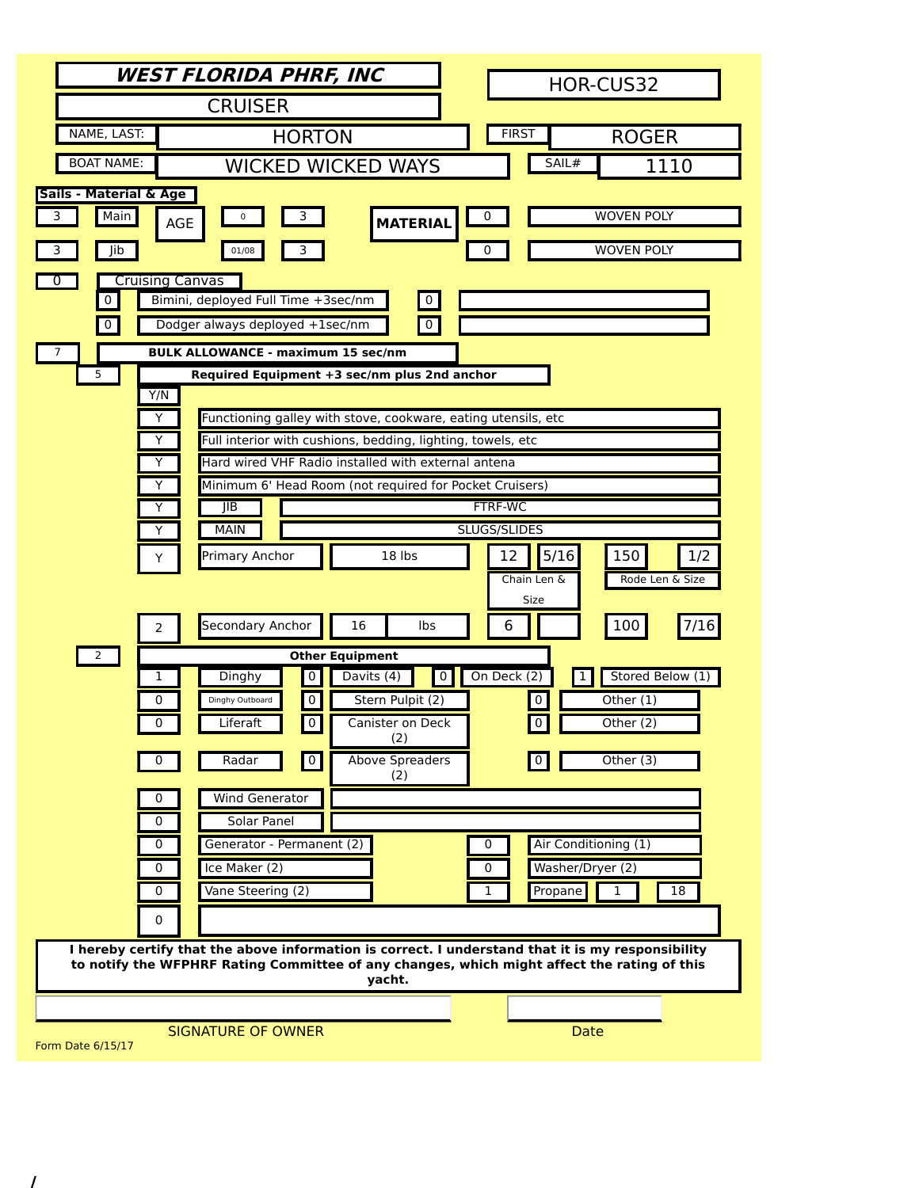# *WEST FLORIDA PHRF, INC*

## CRUISER

HOR-CUS32

| | | | |
|---|---|---|---|
| NAME, LAST: | HORTON | FIRST | ROGER |
| BOAT NAME: | WICKED WICKED WAYS | SAIL# | 1110 |

**Sails - Material & Age**

| | | | | | | |
|---|---|---|---|---|---|---|
| 3 | Main | AGE | 0 | 3 | MATERIAL | 0 | WOVEN POLY |
| 3 | Jib | | 01/08 | 3 | | 0 | WOVEN POLY |

| | | | | |
|---|---|---|---|---|
| 0 | Cruising Canvas | | | |
| | 0 | Bimini, deployed Full Time +3sec/nm | 0 | |
| | 0 | Dodger always deployed +1sec/nm | 0 | |

7 — **BULK ALLOWANCE - maximum 15 sec/nm**

5 — **Required Equipment +3 sec/nm plus 2nd anchor**

| Y/N | | | | | | | |
|---|---|---|---|---|---|---|---|
| Y | Functioning galley with stove, cookware, eating utensils, etc | | | | | | |
| Y | Full interior with cushions, bedding, lighting, towels, etc | | | | | | |
| Y | Hard wired VHF Radio installed with external antena | | | | | | |
| Y | Minimum 6' Head Room (not required for Pocket Cruisers) | | | | | | |
| Y | JIB | FTRF-WC | | | | | |
| Y | MAIN | SLUGS/SLIDES | | | | | |
| Y | Primary Anchor | 18 lbs | 12 | 5/16 | 150 | 1/2 | |
| | | | Chain Len & Size | | Rode Len & Size | | |
| 2 | Secondary Anchor | 16 lbs | 6 | | 100 | 7/16 | |

2 — **Other Equipment**

| | | | | | | | |
|---|---|---|---|---|---|---|---|
| 1 | Dinghy | 0 | Davits (4) | 0 | On Deck (2) | 1 | Stored Below (1) |
| 0 | Dinghy Outboard | 0 | Stern Pulpit (2) | | | 0 | Other (1) |
| 0 | Liferaft | 0 | Canister on Deck (2) | | | 0 | Other (2) |
| 0 | Radar | 0 | Above Spreaders (2) | | | 0 | Other (3) |
| 0 | Wind Generator | | | | | | |
| 0 | Solar Panel | | | | | | |
| 0 | Generator - Permanent (2) | | | 0 | Air Conditioning (1) | | |
| 0 | Ice Maker (2) | | | 0 | Washer/Dryer (2) | | |
| 0 | Vane Steering (2) | | | 1 | Propane | 1 | 18 |
| 0 | | | | | | | |

**I hereby certify that the above information is correct. I understand that it is my responsibility to notify the WFPHRF Rating Committee of any changes, which might affect the rating of this yacht.**

SIGNATURE OF OWNER ____________________ Date ____________

Form Date 6/15/17